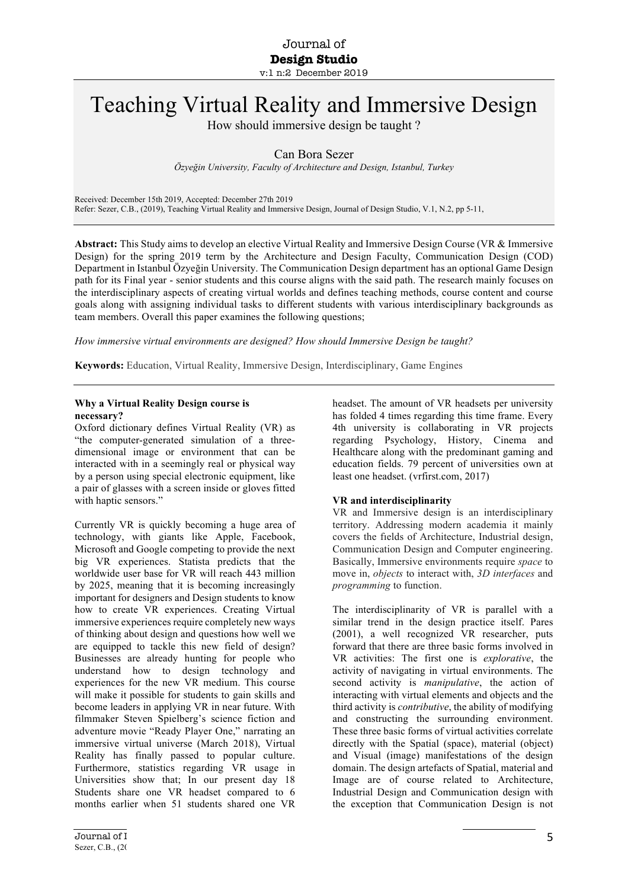# Teaching Virtual Reality and Immersive Design

How should immersive design be taught ?

Can Bora Sezer

*Özyeğin University, Faculty of Architecture and Design, Istanbul, Turkey*

Received: December 15th 2019, Accepted: December 27th 2019
Refer: Sezer, C.B., (2019), Teaching Virtual Reality and Immersive Design, Journal of Design Studio, V.1, N.2, pp 5-11,

**Abstract:** This Study aims to develop an elective Virtual Reality and Immersive Design Course (VR & Immersive Design) for the spring 2019 term by the Architecture and Design Faculty, Communication Design (COD) Department in Istanbul Özyeğin University. The Communication Design department has an optional Game Design path for its Final year - senior students and this course aligns with the said path. The research mainly focuses on the interdisciplinary aspects of creating virtual worlds and defines teaching methods, course content and course goals along with assigning individual tasks to different students with various interdisciplinary backgrounds as team members. Overall this paper examines the following questions;

*How immersive virtual environments are designed? How should Immersive Design be taught?*

**Keywords:** Education, Virtual Reality, Immersive Design, Interdisciplinary, Game Engines

### Why a Virtual Reality Design course is necessary?

Oxford dictionary defines Virtual Reality (VR) as "the computer-generated simulation of a three-dimensional image or environment that can be interacted with in a seemingly real or physical way by a person using special electronic equipment, like a pair of glasses with a screen inside or gloves fitted with haptic sensors."

Currently VR is quickly becoming a huge area of technology, with giants like Apple, Facebook, Microsoft and Google competing to provide the next big VR experiences. Statista predicts that the worldwide user base for VR will reach 443 million by 2025, meaning that it is becoming increasingly important for designers and Design students to know how to create VR experiences. Creating Virtual immersive experiences require completely new ways of thinking about design and questions how well we are equipped to tackle this new field of design? Businesses are already hunting for people who understand how to design technology and experiences for the new VR medium. This course will make it possible for students to gain skills and become leaders in applying VR in near future. With filmmaker Steven Spielberg's science fiction and adventure movie "Ready Player One," narrating an immersive virtual universe (March 2018), Virtual Reality has finally passed to popular culture. Furthermore, statistics regarding VR usage in Universities show that; In our present day 18 Students share one VR headset compared to 6 months earlier when 51 students shared one VR headset. The amount of VR headsets per university has folded 4 times regarding this time frame. Every 4th university is collaborating in VR projects regarding Psychology, History, Cinema and Healthcare along with the predominant gaming and education fields. 79 percent of universities own at least one headset. (vrfirst.com, 2017)

### VR and interdisciplinarity

VR and Immersive design is an interdisciplinary territory. Addressing modern academia it mainly covers the fields of Architecture, Industrial design, Communication Design and Computer engineering. Basically, Immersive environments require *space* to move in, *objects* to interact with, *3D interfaces* and *programming* to function.

The interdisciplinarity of VR is parallel with a similar trend in the design practice itself. Pares (2001), a well recognized VR researcher, puts forward that there are three basic forms involved in VR activities: The first one is *explorative*, the activity of navigating in virtual environments. The second activity is *manipulative*, the action of interacting with virtual elements and objects and the third activity is *contributive*, the ability of modifying and constructing the surrounding environment. These three basic forms of virtual activities correlate directly with the Spatial (space), material (object) and Visual (image) manifestations of the design domain. The design artefacts of Spatial, material and Image are of course related to Architecture, Industrial Design and Communication design with the exception that Communication Design is not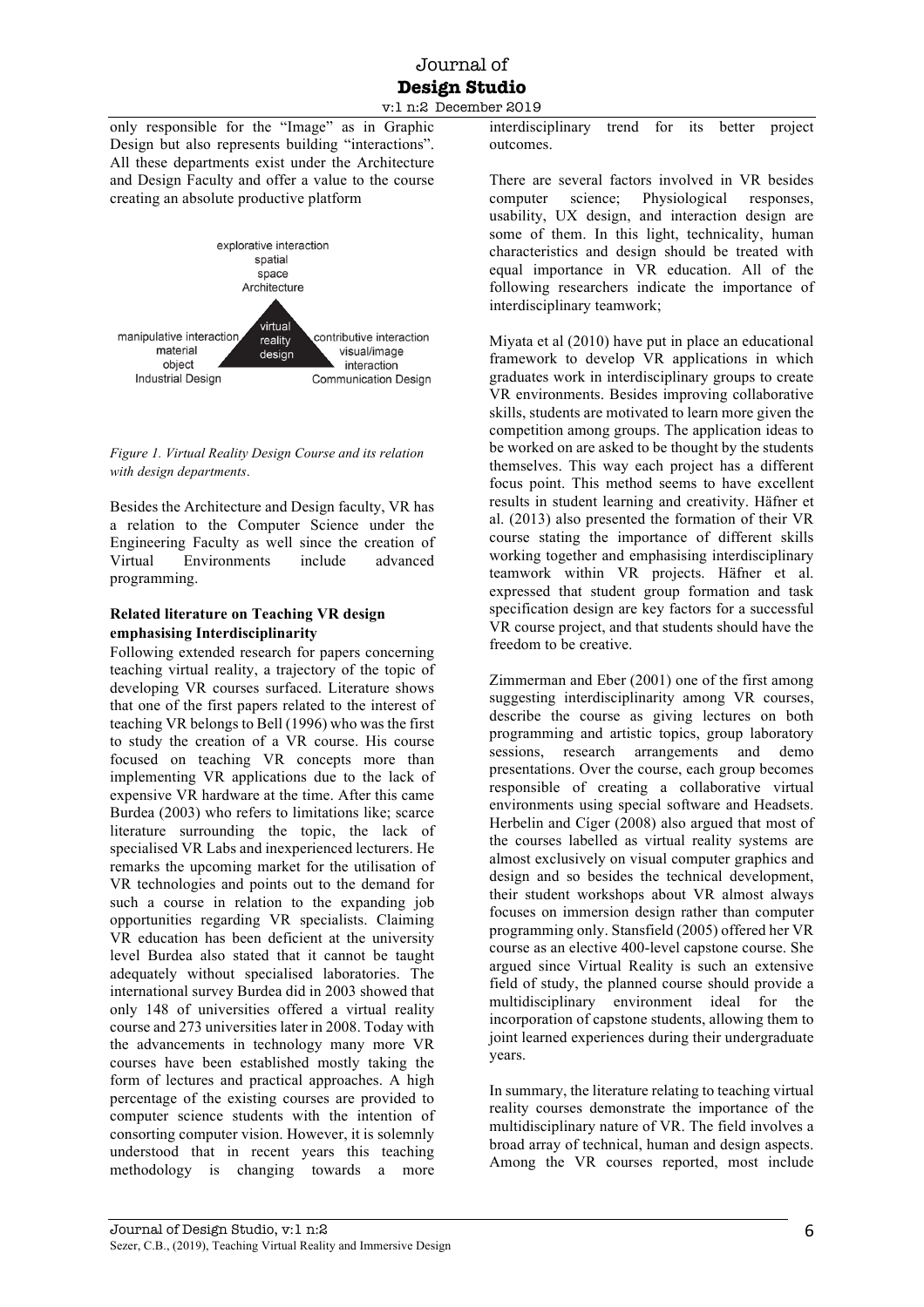only responsible for the "Image" as in Graphic Design but also represents building "interactions". All these departments exist under the Architecture and Design Faculty and offer a value to the course creating an absolute productive platform

explorative interaction
spatial
space
Architecture

manipulative interaction
material
object
Industrial Design

virtual reality design

contributive interaction
visual/image
interaction
Communication Design

*Figure 1. Virtual Reality Design Course and its relation with design departments.*

Besides the Architecture and Design faculty, VR has a relation to the Computer Science under the Engineering Faculty as well since the creation of Virtual Environments include advanced programming.

**Related literature on Teaching VR design emphasising Interdisciplinarity**

Following extended research for papers concerning teaching virtual reality, a trajectory of the topic of developing VR courses surfaced. Literature shows that one of the first papers related to the interest of teaching VR belongs to Bell (1996) who was the first to study the creation of a VR course. His course focused on teaching VR concepts more than implementing VR applications due to the lack of expensive VR hardware at the time. After this came Burdea (2003) who refers to limitations like; scarce literature surrounding the topic, the lack of specialised VR Labs and inexperienced lecturers. He remarks the upcoming market for the utilisation of VR technologies and points out to the demand for such a course in relation to the expanding job opportunities regarding VR specialists. Claiming VR education has been deficient at the university level Burdea also stated that it cannot be taught adequately without specialised laboratories. The international survey Burdea did in 2003 showed that only 148 of universities offered a virtual reality course and 273 universities later in 2008. Today with the advancements in technology many more VR courses have been established mostly taking the form of lectures and practical approaches. A high percentage of the existing courses are provided to computer science students with the intention of consorting computer vision. However, it is solemnly understood that in recent years this teaching methodology is changing towards a more interdisciplinary trend for its better project outcomes.

There are several factors involved in VR besides computer science; Physiological responses, usability, UX design, and interaction design are some of them. In this light, technicality, human characteristics and design should be treated with equal importance in VR education. All of the following researchers indicate the importance of interdisciplinary teamwork;

Miyata et al (2010) have put in place an educational framework to develop VR applications in which graduates work in interdisciplinary groups to create VR environments. Besides improving collaborative skills, students are motivated to learn more given the competition among groups. The application ideas to be worked on are asked to be thought by the students themselves. This way each project has a different focus point. This method seems to have excellent results in student learning and creativity. Häfner et al. (2013) also presented the formation of their VR course stating the importance of different skills working together and emphasising interdisciplinary teamwork within VR projects. Häfner et al. expressed that student group formation and task specification design are key factors for a successful VR course project, and that students should have the freedom to be creative.

Zimmerman and Eber (2001) one of the first among suggesting interdisciplinarity among VR courses, describe the course as giving lectures on both programming and artistic topics, group laboratory sessions, research arrangements and demo presentations. Over the course, each group becomes responsible of creating a collaborative virtual environments using special software and Headsets. Herbelin and Cíger (2008) also argued that most of the courses labelled as virtual reality systems are almost exclusively on visual computer graphics and design and so besides the technical development, their student workshops about VR almost always focuses on immersion design rather than computer programming only. Stansfield (2005) offered her VR course as an elective 400-level capstone course. She argued since Virtual Reality is such an extensive field of study, the planned course should provide a multidisciplinary environment ideal for the incorporation of capstone students, allowing them to joint learned experiences during their undergraduate years.

In summary, the literature relating to teaching virtual reality courses demonstrate the importance of the multidisciplinary nature of VR. The field involves a broad array of technical, human and design aspects. Among the VR courses reported, most include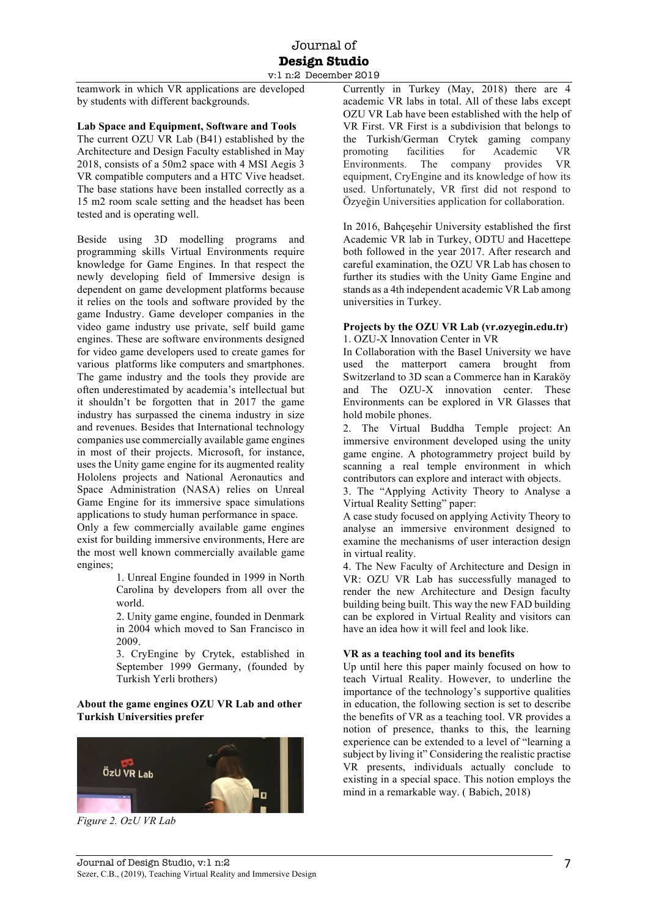teamwork in which VR applications are developed by students with different backgrounds.

**Lab Space and Equipment, Software and Tools**

The current OZU VR Lab (B41) established by the Architecture and Design Faculty established in May 2018, consists of a 50m2 space with 4 MSI Aegis 3 VR compatible computers and a HTC Vive headset. The base stations have been installed correctly as a 15 m2 room scale setting and the headset has been tested and is operating well.

Beside using 3D modelling programs and programming skills Virtual Environments require knowledge for Game Engines. In that respect the newly developing field of Immersive design is dependent on game development platforms because it relies on the tools and software provided by the game Industry. Game developer companies in the video game industry use private, self build game engines. These are software environments designed for video game developers used to create games for various platforms like computers and smartphones. The game industry and the tools they provide are often underestimated by academia's intellectual but it shouldn't be forgotten that in 2017 the game industry has surpassed the cinema industry in size and revenues. Besides that International technology companies use commercially available game engines in most of their projects. Microsoft, for instance, uses the Unity game engine for its augmented reality Hololens projects and National Aeronautics and Space Administration (NASA) relies on Unreal Game Engine for its immersive space simulations applications to study human performance in space.

Only a few commercially available game engines exist for building immersive environments, Here are the most well known commercially available game engines;

1. Unreal Engine founded in 1999 in North Carolina by developers from all over the world.
2. Unity game engine, founded in Denmark in 2004 which moved to San Francisco in 2009.
3. CryEngine by Crytek, established in September 1999 Germany, (founded by Turkish Yerli brothers)

**About the game engines OZU VR Lab and other Turkish Universities prefer**

*Figure 2. OzU VR Lab*

Currently in Turkey (May, 2018) there are 4 academic VR labs in total. All of these labs except OZU VR Lab have been established with the help of VR First. VR First is a subdivision that belongs to the Turkish/German Crytek gaming company promoting facilities for Academic VR Environments. The company provides VR equipment, CryEngine and its knowledge of how its used. Unfortunately, VR first did not respond to Özyeğin Universities application for collaboration.

In 2016, Bahçeşehir University established the first Academic VR lab in Turkey, ODTU and Hacettepe both followed in the year 2017. After research and careful examination, the OZU VR Lab has chosen to further its studies with the Unity Game Engine and stands as a 4th independent academic VR Lab among universities in Turkey.

**Projects by the OZU VR Lab (vr.ozyegin.edu.tr)**

1. OZU-X Innovation Center in VR

In Collaboration with the Basel University we have used the matterport camera brought from Switzerland to 3D scan a Commerce han in Karaköy and The OZU-X innovation center. These Environments can be explored in VR Glasses that hold mobile phones.

2. The Virtual Buddha Temple project: An immersive environment developed using the unity game engine. A photogrammetry project build by scanning a real temple environment in which contributors can explore and interact with objects.

3. The "Applying Activity Theory to Analyse a Virtual Reality Setting" paper:

A case study focused on applying Activity Theory to analyse an immersive environment designed to examine the mechanisms of user interaction design in virtual reality.

4. The New Faculty of Architecture and Design in VR: OZU VR Lab has successfully managed to render the new Architecture and Design faculty building being built. This way the new FAD building can be explored in Virtual Reality and visitors can have an idea how it will feel and look like.

**VR as a teaching tool and its benefits**

Up until here this paper mainly focused on how to teach Virtual Reality. However, to underline the importance of the technology's supportive qualities in education, the following section is set to describe the benefits of VR as a teaching tool. VR provides a notion of presence, thanks to this, the learning experience can be extended to a level of "learning a subject by living it" Considering the realistic practise VR presents, individuals actually conclude to existing in a special space. This notion employs the mind in a remarkable way. ( Babich, 2018)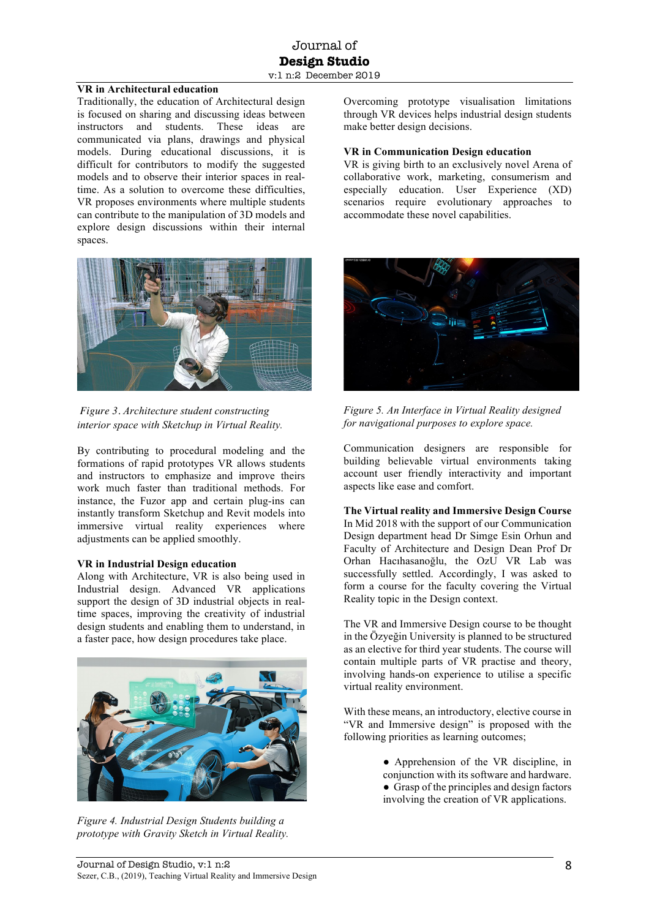### VR in Architectural education

Traditionally, the education of Architectural design is focused on sharing and discussing ideas between instructors and students. These ideas are communicated via plans, drawings and physical models. During educational discussions, it is difficult for contributors to modify the suggested models and to observe their interior spaces in real-time. As a solution to overcome these difficulties, VR proposes environments where multiple students can contribute to the manipulation of 3D models and explore design discussions within their internal spaces.

*Figure 3. Architecture student constructing interior space with Sketchup in Virtual Reality.*

By contributing to procedural modeling and the formations of rapid prototypes VR allows students and instructors to emphasize and improve theirs work much faster than traditional methods. For instance, the Fuzor app and certain plug-ins can instantly transform Sketchup and Revit models into immersive virtual reality experiences where adjustments can be applied smoothly.

### VR in Industrial Design education

Along with Architecture, VR is also being used in Industrial design. Advanced VR applications support the design of 3D industrial objects in real-time spaces, improving the creativity of industrial design students and enabling them to understand, in a faster pace, how design procedures take place.

*Figure 4. Industrial Design Students building a prototype with Gravity Sketch in Virtual Reality.*

Overcoming prototype visualisation limitations through VR devices helps industrial design students make better design decisions.

### VR in Communication Design education

VR is giving birth to an exclusively novel Arena of collaborative work, marketing, consumerism and especially education. User Experience (XD) scenarios require evolutionary approaches to accommodate these novel capabilities.

*Figure 5. An Interface in Virtual Reality designed for navigational purposes to explore space.*

Communication designers are responsible for building believable virtual environments taking account user friendly interactivity and important aspects like ease and comfort.

### The Virtual reality and Immersive Design Course

In Mid 2018 with the support of our Communication Design department head Dr Simge Esin Orhun and Faculty of Architecture and Design Dean Prof Dr Orhan Hacıhasanoğlu, the OzU VR Lab was successfully settled. Accordingly, I was asked to form a course for the faculty covering the Virtual Reality topic in the Design context.

The VR and Immersive Design course to be thought in the Özyeğin University is planned to be structured as an elective for third year students. The course will contain multiple parts of VR practise and theory, involving hands-on experience to utilise a specific virtual reality environment.

With these means, an introductory, elective course in "VR and Immersive design" is proposed with the following priorities as learning outcomes;

- Apprehension of the VR discipline, in conjunction with its software and hardware.
- Grasp of the principles and design factors involving the creation of VR applications.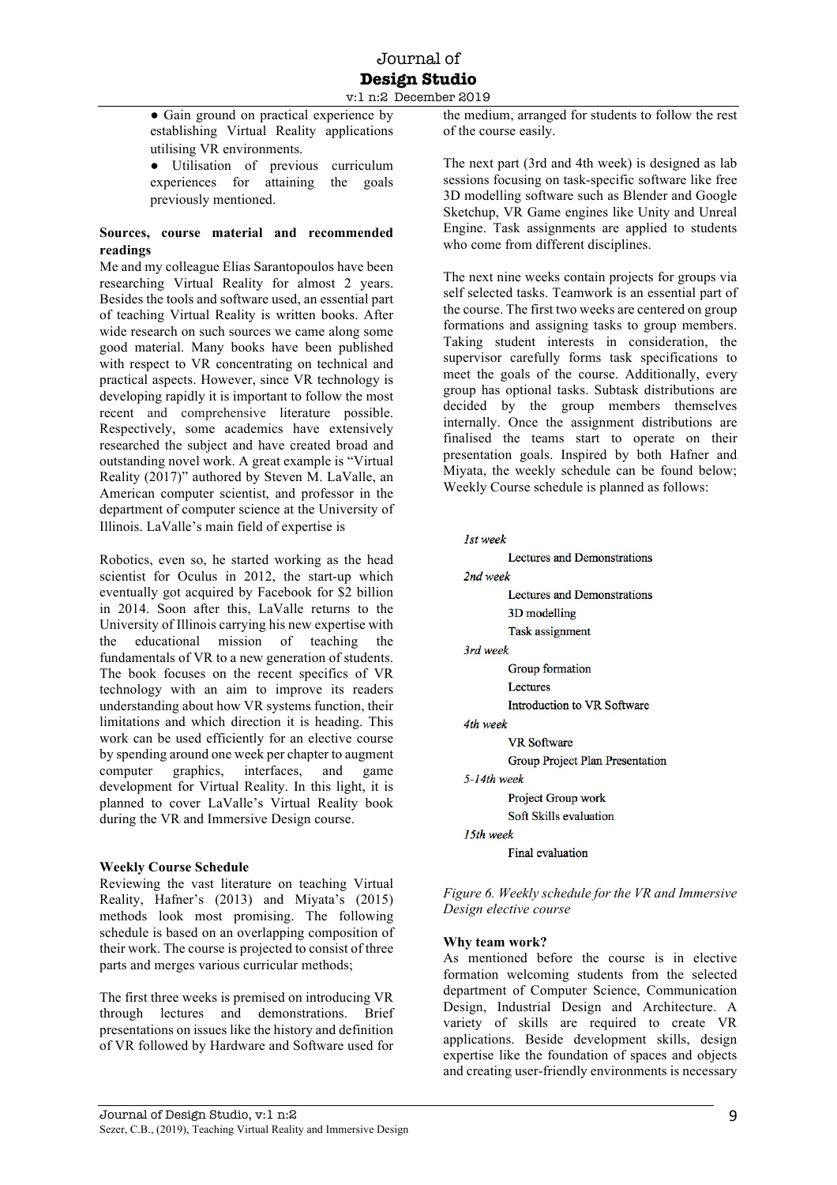- Gain ground on practical experience by establishing Virtual Reality applications utilising VR environments.
- Utilisation of previous curriculum experiences for attaining the goals previously mentioned.

**Sources, course material and recommended readings**

Me and my colleague Elias Sarantopoulos have been researching Virtual Reality for almost 2 years. Besides the tools and software used, an essential part of teaching Virtual Reality is written books. After wide research on such sources we came along some good material. Many books have been published with respect to VR concentrating on technical and practical aspects. However, since VR technology is developing rapidly it is important to follow the most recent and comprehensive literature possible. Respectively, some academics have extensively researched the subject and have created broad and outstanding novel work. A great example is "Virtual Reality (2017)" authored by Steven M. LaValle, an American computer scientist, and professor in the department of computer science at the University of Illinois. LaValle's main field of expertise is

Robotics, even so, he started working as the head scientist for Oculus in 2012, the start-up which eventually got acquired by Facebook for $2 billion in 2014. Soon after this, LaValle returns to the University of Illinois carrying his new expertise with the educational mission of teaching the fundamentals of VR to a new generation of students. The book focuses on the recent specifics of VR technology with an aim to improve its readers understanding about how VR systems function, their limitations and which direction it is heading. This work can be used efficiently for an elective course by spending around one week per chapter to augment computer graphics, interfaces, and game development for Virtual Reality. In this light, it is planned to cover LaValle's Virtual Reality book during the VR and Immersive Design course.

**Weekly Course Schedule**

Reviewing the vast literature on teaching Virtual Reality, Hafner's (2013) and Miyata's (2015) methods look most promising. The following schedule is based on an overlapping composition of their work. The course is projected to consist of three parts and merges various curricular methods;

The first three weeks is premised on introducing VR through lectures and demonstrations. Brief presentations on issues like the history and definition of VR followed by Hardware and Software used for the medium, arranged for students to follow the rest of the course easily.

The next part (3rd and 4th week) is designed as lab sessions focusing on task-specific software like free 3D modelling software such as Blender and Google Sketchup, VR Game engines like Unity and Unreal Engine. Task assignments are applied to students who come from different disciplines.

The next nine weeks contain projects for groups via self selected tasks. Teamwork is an essential part of the course. The first two weeks are centered on group formations and assigning tasks to group members. Taking student interests in consideration, the supervisor carefully forms task specifications to meet the goals of the course. Additionally, every group has optional tasks. Subtask distributions are decided by the group members themselves internally. Once the assignment distributions are finalised the teams start to operate on their presentation goals. Inspired by both Hafner and Miyata, the weekly schedule can be found below; Weekly Course schedule is planned as follows:

*1st week*
- Lectures and Demonstrations

*2nd week*
- Lectures and Demonstrations
- 3D modelling
- Task assignment

*3rd week*
- Group formation
- Lectures
- Introduction to VR Software

*4th week*
- VR Software
- Group Project Plan Presentation

*5-14th week*
- Project Group work
- Soft Skills evaluation

*15th week*
- Final evaluation

*Figure 6. Weekly schedule for the VR and Immersive Design elective course*

**Why team work?**

As mentioned before the course is in elective formation welcoming students from the selected department of Computer Science, Communication Design, Industrial Design and Architecture. A variety of skills are required to create VR applications. Beside development skills, design expertise like the foundation of spaces and objects and creating user-friendly environments is necessary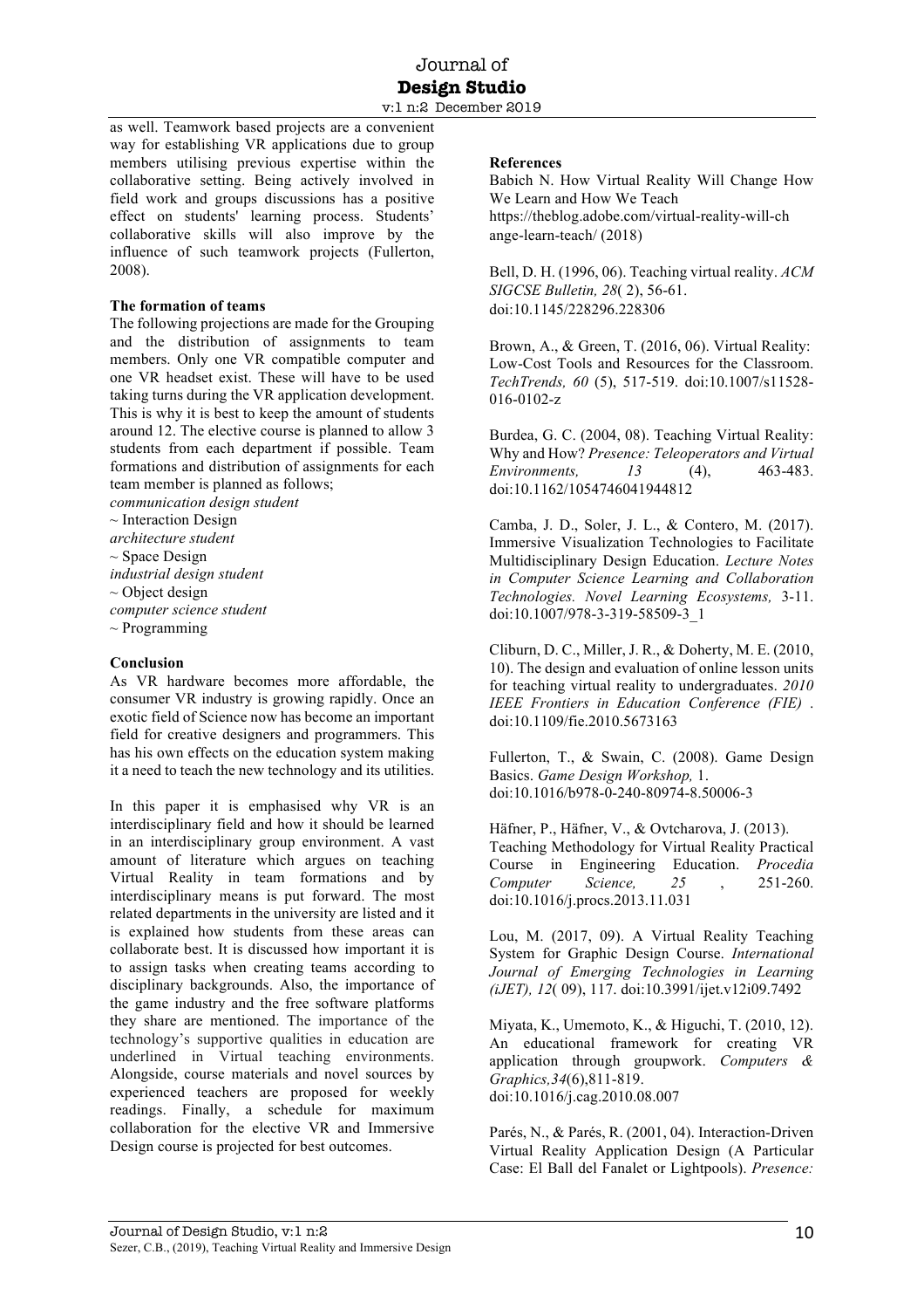as well. Teamwork based projects are a convenient way for establishing VR applications due to group members utilising previous expertise within the collaborative setting. Being actively involved in field work and groups discussions has a positive effect on students' learning process. Students' collaborative skills will also improve by the influence of such teamwork projects (Fullerton, 2008).

**The formation of teams**

The following projections are made for the Grouping and the distribution of assignments to team members. Only one VR compatible computer and one VR headset exist. These will have to be used taking turns during the VR application development. This is why it is best to keep the amount of students around 12. The elective course is planned to allow 3 students from each department if possible. Team formations and distribution of assignments for each team member is planned as follows;

*communication design student*
~ Interaction Design
*architecture student*
~ Space Design
*industrial design student*
~ Object design
*computer science student*
~ Programming

**Conclusion**

As VR hardware becomes more affordable, the consumer VR industry is growing rapidly. Once an exotic field of Science now has become an important field for creative designers and programmers. This has his own effects on the education system making it a need to teach the new technology and its utilities.

In this paper it is emphasised why VR is an interdisciplinary field and how it should be learned in an interdisciplinary group environment. A vast amount of literature which argues on teaching Virtual Reality in team formations and by interdisciplinary means is put forward. The most related departments in the university are listed and it is explained how students from these areas can collaborate best. It is discussed how important it is to assign tasks when creating teams according to disciplinary backgrounds. Also, the importance of the game industry and the free software platforms they share are mentioned. The importance of the technology's supportive qualities in education are underlined in Virtual teaching environments. Alongside, course materials and novel sources by experienced teachers are proposed for weekly readings. Finally, a schedule for maximum collaboration for the elective VR and Immersive Design course is projected for best outcomes.

**References**

Babich N. How Virtual Reality Will Change How We Learn and How We Teach https://theblog.adobe.com/virtual-reality-will-change-learn-teach/ (2018)

Bell, D. H. (1996, 06). Teaching virtual reality. *ACM SIGCSE Bulletin, 28*( 2), 56-61. doi:10.1145/228296.228306

Brown, A., & Green, T. (2016, 06). Virtual Reality: Low-Cost Tools and Resources for the Classroom. *TechTrends, 60* (5), 517-519. doi:10.1007/s11528-016-0102-z

Burdea, G. C. (2004, 08). Teaching Virtual Reality: Why and How? *Presence: Teleoperators and Virtual Environments, 13* (4), 463-483. doi:10.1162/1054746041944812

Camba, J. D., Soler, J. L., & Contero, M. (2017). Immersive Visualization Technologies to Facilitate Multidisciplinary Design Education. *Lecture Notes in Computer Science Learning and Collaboration Technologies. Novel Learning Ecosystems,* 3-11. doi:10.1007/978-3-319-58509-3_1

Cliburn, D. C., Miller, J. R., & Doherty, M. E. (2010, 10). The design and evaluation of online lesson units for teaching virtual reality to undergraduates. *2010 IEEE Frontiers in Education Conference (FIE)* . doi:10.1109/fie.2010.5673163

Fullerton, T., & Swain, C. (2008). Game Design Basics. *Game Design Workshop,* 1. doi:10.1016/b978-0-240-80974-8.50006-3

Häfner, P., Häfner, V., & Ovtcharova, J. (2013). Teaching Methodology for Virtual Reality Practical Course in Engineering Education. *Procedia Computer Science, 25* , 251-260. doi:10.1016/j.procs.2013.11.031

Lou, M. (2017, 09). A Virtual Reality Teaching System for Graphic Design Course. *International Journal of Emerging Technologies in Learning (iJET), 12*( 09), 117. doi:10.3991/ijet.v12i09.7492

Miyata, K., Umemoto, K., & Higuchi, T. (2010, 12). An educational framework for creating VR application through groupwork. *Computers & Graphics,34*(6),811-819. doi:10.1016/j.cag.2010.08.007

Parés, N., & Parés, R. (2001, 04). Interaction-Driven Virtual Reality Application Design (A Particular Case: El Ball del Fanalet or Lightpools). *Presence:*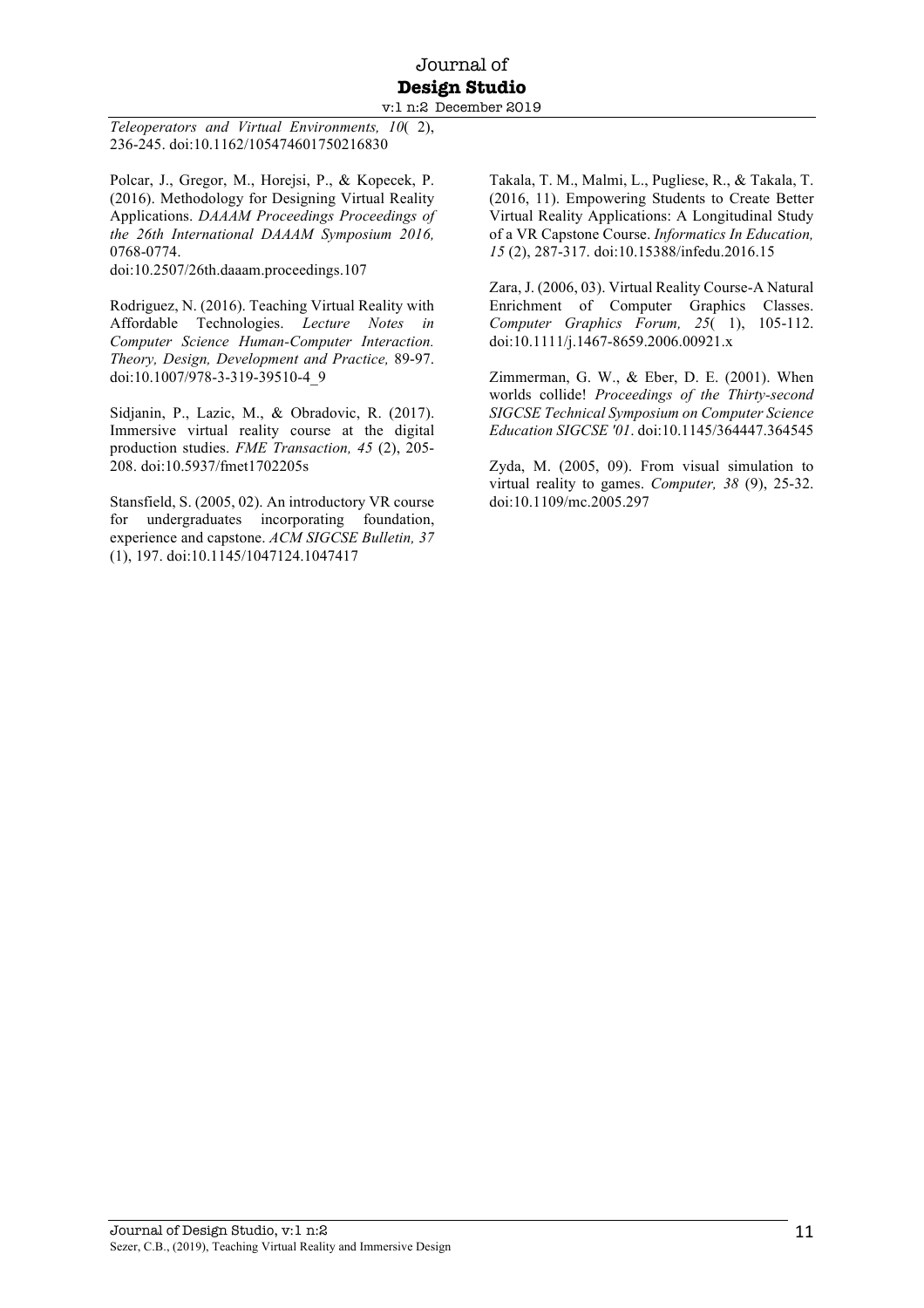*Teleoperators and Virtual Environments, 10*( 2), 236-245. doi:10.1162/105474601750216830

Polcar, J., Gregor, M., Horejsi, P., & Kopecek, P. (2016). Methodology for Designing Virtual Reality Applications. *DAAAM Proceedings Proceedings of the 26th International DAAAM Symposium 2016,* 0768-0774. doi:10.2507/26th.daaam.proceedings.107

Rodriguez, N. (2016). Teaching Virtual Reality with Affordable Technologies. *Lecture Notes in Computer Science Human-Computer Interaction. Theory, Design, Development and Practice,* 89-97. doi:10.1007/978-3-319-39510-4_9

Sidjanin, P., Lazic, M., & Obradovic, R. (2017). Immersive virtual reality course at the digital production studies. *FME Transaction, 45* (2), 205-208. doi:10.5937/fmet1702205s

Stansfield, S. (2005, 02). An introductory VR course for undergraduates incorporating foundation, experience and capstone. *ACM SIGCSE Bulletin, 37* (1), 197. doi:10.1145/1047124.1047417

Takala, T. M., Malmi, L., Pugliese, R., & Takala, T. (2016, 11). Empowering Students to Create Better Virtual Reality Applications: A Longitudinal Study of a VR Capstone Course. *Informatics In Education, 15* (2), 287-317. doi:10.15388/infedu.2016.15

Zara, J. (2006, 03). Virtual Reality Course-A Natural Enrichment of Computer Graphics Classes. *Computer Graphics Forum, 25*( 1), 105-112. doi:10.1111/j.1467-8659.2006.00921.x

Zimmerman, G. W., & Eber, D. E. (2001). When worlds collide! *Proceedings of the Thirty-second SIGCSE Technical Symposium on Computer Science Education SIGCSE '01*. doi:10.1145/364447.364545

Zyda, M. (2005, 09). From visual simulation to virtual reality to games. *Computer, 38* (9), 25-32. doi:10.1109/mc.2005.297